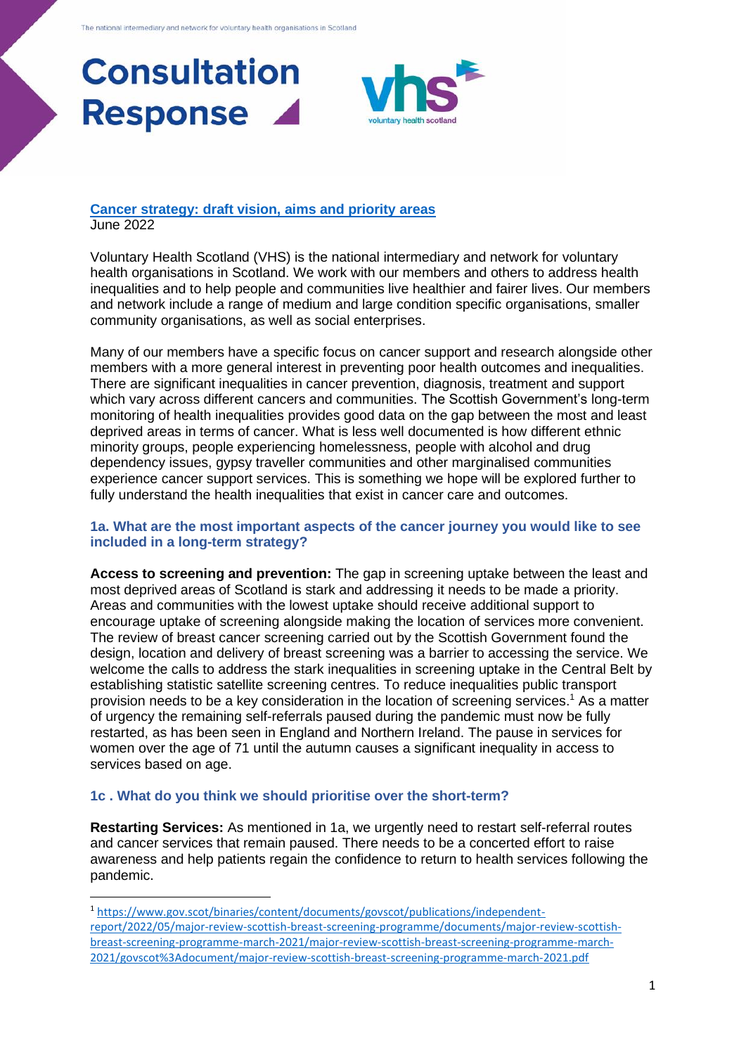The national intermediary and network for voluntary health organisations in Scotland

# Consultation Response

voluntary health scotland

## [Cancer strategy: draft vision, aims and priority areas](#)

June 2022

Voluntary Health Scotland (VHS) is the national intermediary and network for voluntary health organisations in Scotland. We work with our members and others to address health inequalities and to help people and communities live healthier and fairer lives. Our members and network include a range of medium and large condition specific organisations, smaller community organisations, as well as social enterprises.

Many of our members have a specific focus on cancer support and research alongside other members with a more general interest in preventing poor health outcomes and inequalities. There are significant inequalities in cancer prevention, diagnosis, treatment and support which vary across different cancers and communities. The Scottish Government's long-term monitoring of health inequalities provides good data on the gap between the most and least deprived areas in terms of cancer. What is less well documented is how different ethnic minority groups, people experiencing homelessness, people with alcohol and drug dependency issues, gypsy traveller communities and other marginalised communities experience cancer support services. This is something we hope will be explored further to fully understand the health inequalities that exist in cancer care and outcomes.

### 1a. What are the most important aspects of the cancer journey you would like to see included in a long-term strategy?

**Access to screening and prevention:** The gap in screening uptake between the least and most deprived areas of Scotland is stark and addressing it needs to be made a priority. Areas and communities with the lowest uptake should receive additional support to encourage uptake of screening alongside making the location of services more convenient. The review of breast cancer screening carried out by the Scottish Government found the design, location and delivery of breast screening was a barrier to accessing the service. We welcome the calls to address the stark inequalities in screening uptake in the Central Belt by establishing statistic satellite screening centres. To reduce inequalities public transport provision needs to be a key consideration in the location of screening services.[1] As a matter of urgency the remaining self-referrals paused during the pandemic must now be fully restarted, as has been seen in England and Northern Ireland. The pause in services for women over the age of 71 until the autumn causes a significant inequality in access to services based on age.

### 1c . What do you think we should prioritise over the short-term?

**Restarting Services:** As mentioned in 1a, we urgently need to restart self-referral routes and cancer services that remain paused. There needs to be a concerted effort to raise awareness and help patients regain the confidence to return to health services following the pandemic.

---

[1] https://www.gov.scot/binaries/content/documents/govscot/publications/independent-report/2022/05/major-review-scottish-breast-screening-programme/documents/major-review-scottish-breast-screening-programme-march-2021/major-review-scottish-breast-screening-programme-march-2021/govscot%3Adocument/major-review-scottish-breast-screening-programme-march-2021.pdf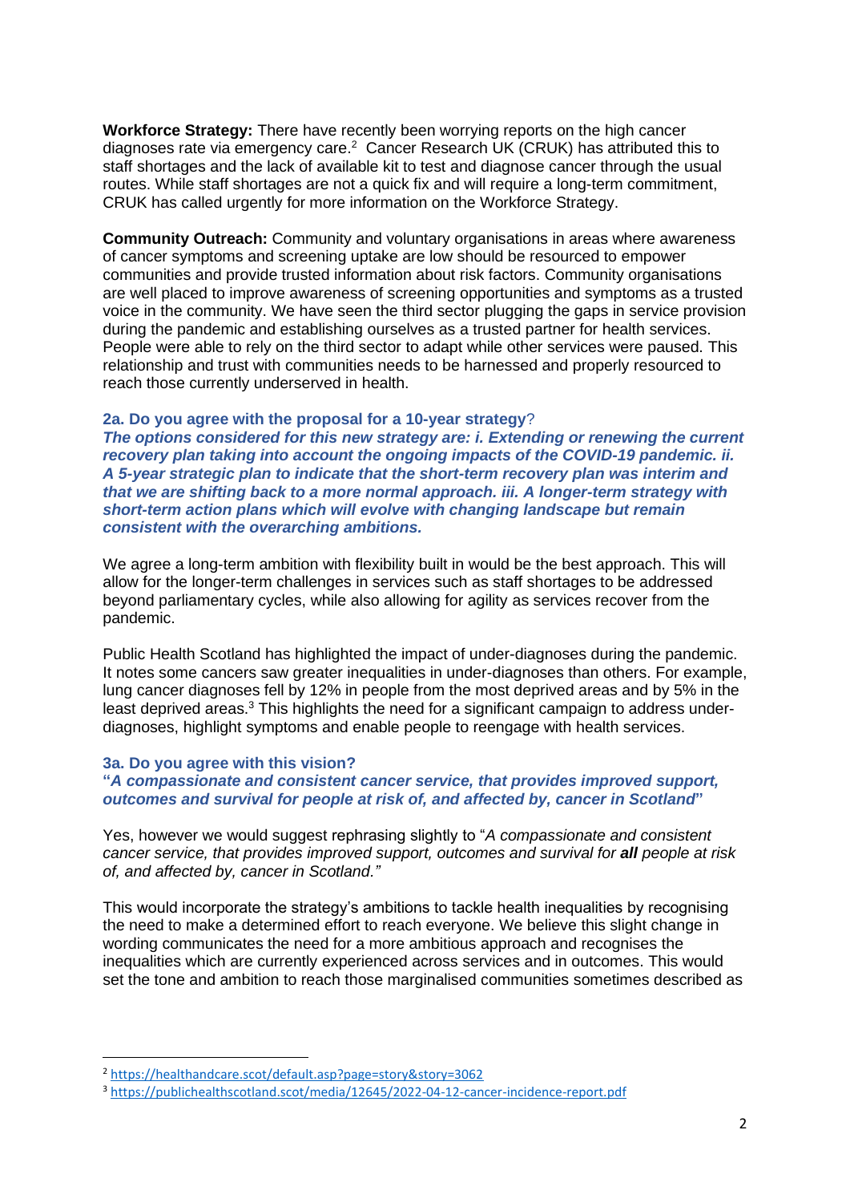**Workforce Strategy:** There have recently been worrying reports on the high cancer diagnoses rate via emergency care.[2] Cancer Research UK (CRUK) has attributed this to staff shortages and the lack of available kit to test and diagnose cancer through the usual routes. While staff shortages are not a quick fix and will require a long-term commitment, CRUK has called urgently for more information on the Workforce Strategy.

**Community Outreach:** Community and voluntary organisations in areas where awareness of cancer symptoms and screening uptake are low should be resourced to empower communities and provide trusted information about risk factors. Community organisations are well placed to improve awareness of screening opportunities and symptoms as a trusted voice in the community. We have seen the third sector plugging the gaps in service provision during the pandemic and establishing ourselves as a trusted partner for health services. People were able to rely on the third sector to adapt while other services were paused. This relationship and trust with communities needs to be harnessed and properly resourced to reach those currently underserved in health.

### 2a. Do you agree with the proposal for a 10-year strategy?

***The options considered for this new strategy are: i. Extending or renewing the current recovery plan taking into account the ongoing impacts of the COVID-19 pandemic. ii. A 5-year strategic plan to indicate that the short-term recovery plan was interim and that we are shifting back to a more normal approach. iii. A longer-term strategy with short-term action plans which will evolve with changing landscape but remain consistent with the overarching ambitions.***

We agree a long-term ambition with flexibility built in would be the best approach. This will allow for the longer-term challenges in services such as staff shortages to be addressed beyond parliamentary cycles, while also allowing for agility as services recover from the pandemic.

Public Health Scotland has highlighted the impact of under-diagnoses during the pandemic. It notes some cancers saw greater inequalities in under-diagnoses than others. For example, lung cancer diagnoses fell by 12% in people from the most deprived areas and by 5% in the least deprived areas.[3] This highlights the need for a significant campaign to address under-diagnoses, highlight symptoms and enable people to reengage with health services.

### 3a. Do you agree with this vision?

**"*A compassionate and consistent cancer service, that provides improved support, outcomes and survival for people at risk of, and affected by, cancer in Scotland*"**

Yes, however we would suggest rephrasing slightly to "*A compassionate and consistent cancer service, that provides improved support, outcomes and survival for **all** people at risk of, and affected by, cancer in Scotland.*"

This would incorporate the strategy's ambitions to tackle health inequalities by recognising the need to make a determined effort to reach everyone. We believe this slight change in wording communicates the need for a more ambitious approach and recognises the inequalities which are currently experienced across services and in outcomes. This would set the tone and ambition to reach those marginalised communities sometimes described as

---

[2] https://healthandcare.scot/default.asp?page=story&story=3062

[3] https://publichealthscotland.scot/media/12645/2022-04-12-cancer-incidence-report.pdf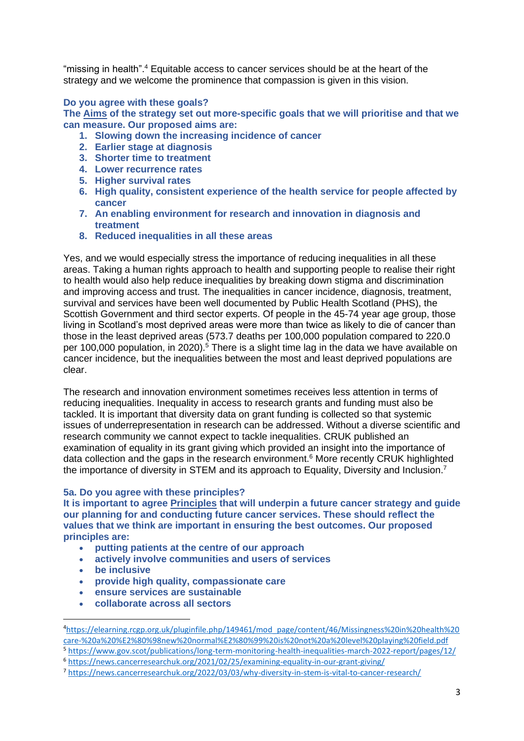"missing in health".[4] Equitable access to cancer services should be at the heart of the strategy and we welcome the prominence that compassion is given in this vision.

**Do you agree with these goals?**

**The Aims of the strategy set out more-specific goals that we will prioritise and that we can measure. Our proposed aims are:**

1. **Slowing down the increasing incidence of cancer**
2. **Earlier stage at diagnosis**
3. **Shorter time to treatment**
4. **Lower recurrence rates**
5. **Higher survival rates**
6. **High quality, consistent experience of the health service for people affected by cancer**
7. **An enabling environment for research and innovation in diagnosis and treatment**
8. **Reduced inequalities in all these areas**

Yes, and we would especially stress the importance of reducing inequalities in all these areas. Taking a human rights approach to health and supporting people to realise their right to health would also help reduce inequalities by breaking down stigma and discrimination and improving access and trust. The inequalities in cancer incidence, diagnosis, treatment, survival and services have been well documented by Public Health Scotland (PHS), the Scottish Government and third sector experts. Of people in the 45-74 year age group, those living in Scotland's most deprived areas were more than twice as likely to die of cancer than those in the least deprived areas (573.7 deaths per 100,000 population compared to 220.0 per 100,000 population, in 2020).[5] There is a slight time lag in the data we have available on cancer incidence, but the inequalities between the most and least deprived populations are clear.

The research and innovation environment sometimes receives less attention in terms of reducing inequalities. Inequality in access to research grants and funding must also be tackled. It is important that diversity data on grant funding is collected so that systemic issues of underrepresentation in research can be addressed. Without a diverse scientific and research community we cannot expect to tackle inequalities. CRUK published an examination of equality in its grant giving which provided an insight into the importance of data collection and the gaps in the research environment.[6] More recently CRUK highlighted the importance of diversity in STEM and its approach to Equality, Diversity and Inclusion.[7]

**5a. Do you agree with these principles?**

**It is important to agree Principles that will underpin a future cancer strategy and guide our planning for and conducting future cancer services. These should reflect the values that we think are important in ensuring the best outcomes. Our proposed principles are:**

- **putting patients at the centre of our approach**
- **actively involve communities and users of services**
- **be inclusive**
- **provide high quality, compassionate care**
- **ensure services are sustainable**
- **collaborate across all sectors**

---

[4] https://elearning.rcgp.org.uk/pluginfile.php/149461/mod_page/content/46/Missingness%20in%20health%20care-%20a%20%E2%80%98new%20normal%E2%80%99%20is%20not%20a%20level%20playing%20field.pdf

[5] https://www.gov.scot/publications/long-term-monitoring-health-inequalities-march-2022-report/pages/12/

[6] https://news.cancerresearchuk.org/2021/02/25/examining-equality-in-our-grant-giving/

[7] https://news.cancerresearchuk.org/2022/03/03/why-diversity-in-stem-is-vital-to-cancer-research/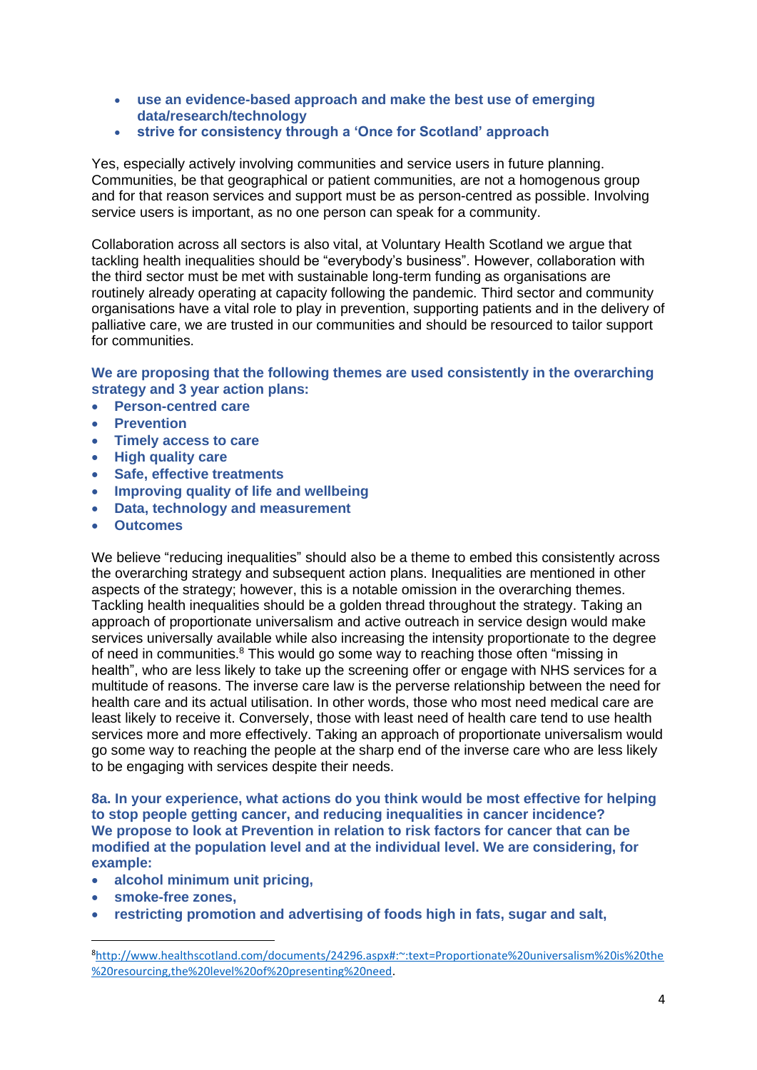- **use an evidence-based approach and make the best use of emerging data/research/technology**
- **strive for consistency through a 'Once for Scotland' approach**

Yes, especially actively involving communities and service users in future planning. Communities, be that geographical or patient communities, are not a homogenous group and for that reason services and support must be as person-centred as possible. Involving service users is important, as no one person can speak for a community.

Collaboration across all sectors is also vital, at Voluntary Health Scotland we argue that tackling health inequalities should be "everybody's business". However, collaboration with the third sector must be met with sustainable long-term funding as organisations are routinely already operating at capacity following the pandemic. Third sector and community organisations have a vital role to play in prevention, supporting patients and in the delivery of palliative care, we are trusted in our communities and should be resourced to tailor support for communities.

**We are proposing that the following themes are used consistently in the overarching strategy and 3 year action plans:**

- **Person-centred care**
- **Prevention**
- **Timely access to care**
- **High quality care**
- **Safe, effective treatments**
- **Improving quality of life and wellbeing**
- **Data, technology and measurement**
- **Outcomes**

We believe "reducing inequalities" should also be a theme to embed this consistently across the overarching strategy and subsequent action plans. Inequalities are mentioned in other aspects of the strategy; however, this is a notable omission in the overarching themes. Tackling health inequalities should be a golden thread throughout the strategy. Taking an approach of proportionate universalism and active outreach in service design would make services universally available while also increasing the intensity proportionate to the degree of need in communities.[8] This would go some way to reaching those often "missing in health", who are less likely to take up the screening offer or engage with NHS services for a multitude of reasons. The inverse care law is the perverse relationship between the need for health care and its actual utilisation. In other words, those who most need medical care are least likely to receive it. Conversely, those with least need of health care tend to use health services more and more effectively. Taking an approach of proportionate universalism would go some way to reaching the people at the sharp end of the inverse care who are less likely to be engaging with services despite their needs.

**8a. In your experience, what actions do you think would be most effective for helping to stop people getting cancer, and reducing inequalities in cancer incidence?**
**We propose to look at Prevention in relation to risk factors for cancer that can be modified at the population level and at the individual level. We are considering, for example:**

- **alcohol minimum unit pricing,**
- **smoke-free zones,**
- **restricting promotion and advertising of foods high in fats, sugar and salt,**

[8] http://www.healthscotland.com/documents/24296.aspx#:~:text=Proportionate%20universalism%20is%20the%20resourcing,the%20level%20of%20presenting%20need.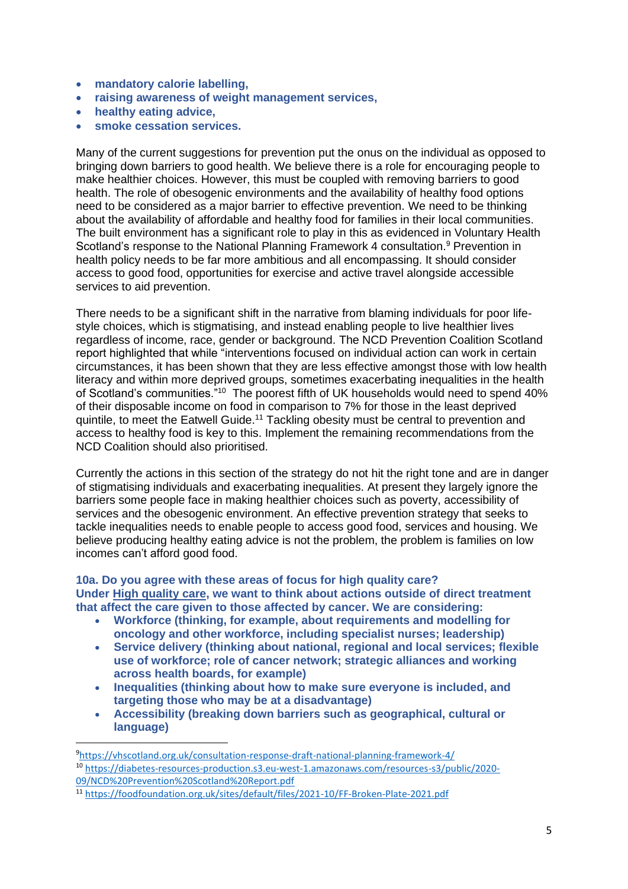- **mandatory calorie labelling,**
- **raising awareness of weight management services,**
- **healthy eating advice,**
- **smoke cessation services.**

Many of the current suggestions for prevention put the onus on the individual as opposed to bringing down barriers to good health. We believe there is a role for encouraging people to make healthier choices. However, this must be coupled with removing barriers to good health. The role of obesogenic environments and the availability of healthy food options need to be considered as a major barrier to effective prevention. We need to be thinking about the availability of affordable and healthy food for families in their local communities. The built environment has a significant role to play in this as evidenced in Voluntary Health Scotland's response to the National Planning Framework 4 consultation.[9] Prevention in health policy needs to be far more ambitious and all encompassing. It should consider access to good food, opportunities for exercise and active travel alongside accessible services to aid prevention.

There needs to be a significant shift in the narrative from blaming individuals for poor life-style choices, which is stigmatising, and instead enabling people to live healthier lives regardless of income, race, gender or background. The NCD Prevention Coalition Scotland report highlighted that while "interventions focused on individual action can work in certain circumstances, it has been shown that they are less effective amongst those with low health literacy and within more deprived groups, sometimes exacerbating inequalities in the health of Scotland's communities."[10] The poorest fifth of UK households would need to spend 40% of their disposable income on food in comparison to 7% for those in the least deprived quintile, to meet the Eatwell Guide.[11] Tackling obesity must be central to prevention and access to healthy food is key to this. Implement the remaining recommendations from the NCD Coalition should also prioritised.

Currently the actions in this section of the strategy do not hit the right tone and are in danger of stigmatising individuals and exacerbating inequalities. At present they largely ignore the barriers some people face in making healthier choices such as poverty, accessibility of services and the obesogenic environment. An effective prevention strategy that seeks to tackle inequalities needs to enable people to access good food, services and housing. We believe producing healthy eating advice is not the problem, the problem is families on low incomes can't afford good food.

**10a. Do you agree with these areas of focus for high quality care?**
**Under <u>High quality care</u>, we want to think about actions outside of direct treatment that affect the care given to those affected by cancer. We are considering:**

- **Workforce (thinking, for example, about requirements and modelling for oncology and other workforce, including specialist nurses; leadership)**
- **Service delivery (thinking about national, regional and local services; flexible use of workforce; role of cancer network; strategic alliances and working across health boards, for example)**
- **Inequalities (thinking about how to make sure everyone is included, and targeting those who may be at a disadvantage)**
- **Accessibility (breaking down barriers such as geographical, cultural or language)**

---

[9] https://vhscotland.org.uk/consultation-response-draft-national-planning-framework-4/

[10] https://diabetes-resources-production.s3.eu-west-1.amazonaws.com/resources-s3/public/2020-09/NCD%20Prevention%20Scotland%20Report.pdf

[11] https://foodfoundation.org.uk/sites/default/files/2021-10/FF-Broken-Plate-2021.pdf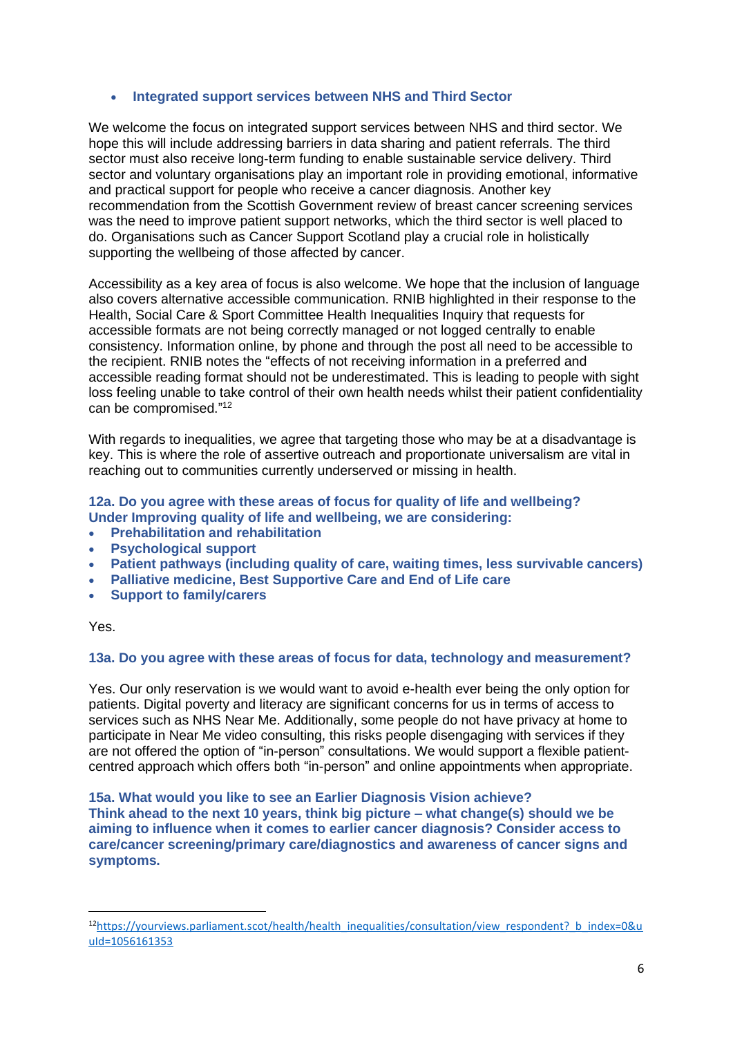- **Integrated support services between NHS and Third Sector**

We welcome the focus on integrated support services between NHS and third sector. We hope this will include addressing barriers in data sharing and patient referrals. The third sector must also receive long-term funding to enable sustainable service delivery. Third sector and voluntary organisations play an important role in providing emotional, informative and practical support for people who receive a cancer diagnosis. Another key recommendation from the Scottish Government review of breast cancer screening services was the need to improve patient support networks, which the third sector is well placed to do. Organisations such as Cancer Support Scotland play a crucial role in holistically supporting the wellbeing of those affected by cancer.

Accessibility as a key area of focus is also welcome. We hope that the inclusion of language also covers alternative accessible communication. RNIB highlighted in their response to the Health, Social Care & Sport Committee Health Inequalities Inquiry that requests for accessible formats are not being correctly managed or not logged centrally to enable consistency. Information online, by phone and through the post all need to be accessible to the recipient. RNIB notes the "effects of not receiving information in a preferred and accessible reading format should not be underestimated. This is leading to people with sight loss feeling unable to take control of their own health needs whilst their patient confidentiality can be compromised."[12]

With regards to inequalities, we agree that targeting those who may be at a disadvantage is key. This is where the role of assertive outreach and proportionate universalism are vital in reaching out to communities currently underserved or missing in health.

**12a. Do you agree with these areas of focus for quality of life and wellbeing? Under Improving quality of life and wellbeing, we are considering:**

- **Prehabilitation and rehabilitation**
- **Psychological support**
- **Patient pathways (including quality of care, waiting times, less survivable cancers)**
- **Palliative medicine, Best Supportive Care and End of Life care**
- **Support to family/carers**

Yes.

**13a. Do you agree with these areas of focus for data, technology and measurement?**

Yes. Our only reservation is we would want to avoid e-health ever being the only option for patients. Digital poverty and literacy are significant concerns for us in terms of access to services such as NHS Near Me. Additionally, some people do not have privacy at home to participate in Near Me video consulting, this risks people disengaging with services if they are not offered the option of "in-person" consultations. We would support a flexible patient-centred approach which offers both "in-person" and online appointments when appropriate.

**15a. What would you like to see an Earlier Diagnosis Vision achieve? Think ahead to the next 10 years, think big picture – what change(s) should we be aiming to influence when it comes to earlier cancer diagnosis? Consider access to care/cancer screening/primary care/diagnostics and awareness of cancer signs and symptoms.**

---

[12] https://yourviews.parliament.scot/health/health_inequalities/consultation/view_respondent?_b_index=0&uuId=1056161353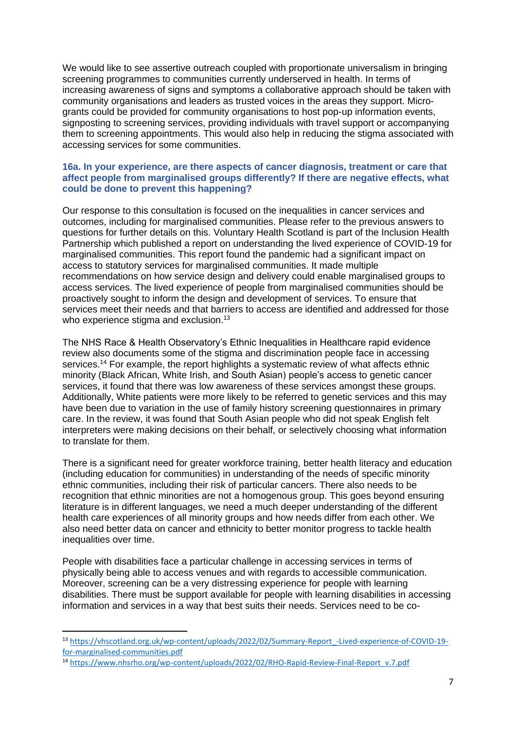We would like to see assertive outreach coupled with proportionate universalism in bringing screening programmes to communities currently underserved in health. In terms of increasing awareness of signs and symptoms a collaborative approach should be taken with community organisations and leaders as trusted voices in the areas they support. Micro-grants could be provided for community organisations to host pop-up information events, signposting to screening services, providing individuals with travel support or accompanying them to screening appointments. This would also help in reducing the stigma associated with accessing services for some communities.

### 16a. In your experience, are there aspects of cancer diagnosis, treatment or care that affect people from marginalised groups differently? If there are negative effects, what could be done to prevent this happening?

Our response to this consultation is focused on the inequalities in cancer services and outcomes, including for marginalised communities. Please refer to the previous answers to questions for further details on this. Voluntary Health Scotland is part of the Inclusion Health Partnership which published a report on understanding the lived experience of COVID-19 for marginalised communities. This report found the pandemic had a significant impact on access to statutory services for marginalised communities. It made multiple recommendations on how service design and delivery could enable marginalised groups to access services. The lived experience of people from marginalised communities should be proactively sought to inform the design and development of services. To ensure that services meet their needs and that barriers to access are identified and addressed for those who experience stigma and exclusion.[13]

The NHS Race & Health Observatory's Ethnic Inequalities in Healthcare rapid evidence review also documents some of the stigma and discrimination people face in accessing services.[14] For example, the report highlights a systematic review of what affects ethnic minority (Black African, White Irish, and South Asian) people's access to genetic cancer services, it found that there was low awareness of these services amongst these groups. Additionally, White patients were more likely to be referred to genetic services and this may have been due to variation in the use of family history screening questionnaires in primary care. In the review, it was found that South Asian people who did not speak English felt interpreters were making decisions on their behalf, or selectively choosing what information to translate for them.

There is a significant need for greater workforce training, better health literacy and education (including education for communities) in understanding of the needs of specific minority ethnic communities, including their risk of particular cancers. There also needs to be recognition that ethnic minorities are not a homogenous group. This goes beyond ensuring literature is in different languages, we need a much deeper understanding of the different health care experiences of all minority groups and how needs differ from each other. We also need better data on cancer and ethnicity to better monitor progress to tackle health inequalities over time.

People with disabilities face a particular challenge in accessing services in terms of physically being able to access venues and with regards to accessible communication. Moreover, screening can be a very distressing experience for people with learning disabilities. There must be support available for people with learning disabilities in accessing information and services in a way that best suits their needs. Services need to be co-

---

[13] https://vhscotland.org.uk/wp-content/uploads/2022/02/Summary-Report_-Lived-experience-of-COVID-19-for-marginalised-communities.pdf

[14] https://www.nhsrho.org/wp-content/uploads/2022/02/RHO-Rapid-Review-Final-Report_v.7.pdf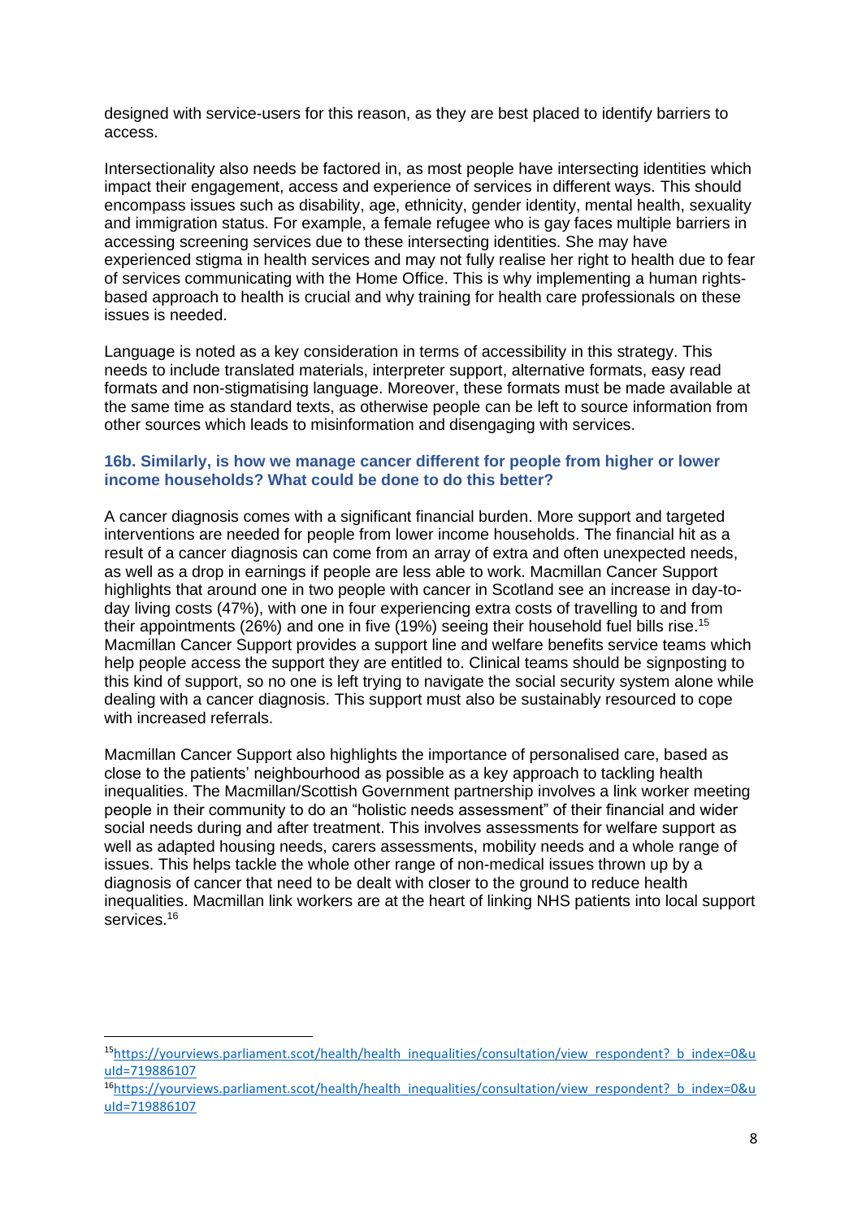designed with service-users for this reason, as they are best placed to identify barriers to access.

Intersectionality also needs be factored in, as most people have intersecting identities which impact their engagement, access and experience of services in different ways. This should encompass issues such as disability, age, ethnicity, gender identity, mental health, sexuality and immigration status. For example, a female refugee who is gay faces multiple barriers in accessing screening services due to these intersecting identities. She may have experienced stigma in health services and may not fully realise her right to health due to fear of services communicating with the Home Office. This is why implementing a human rights-based approach to health is crucial and why training for health care professionals on these issues is needed.

Language is noted as a key consideration in terms of accessibility in this strategy. This needs to include translated materials, interpreter support, alternative formats, easy read formats and non-stigmatising language. Moreover, these formats must be made available at the same time as standard texts, as otherwise people can be left to source information from other sources which leads to misinformation and disengaging with services.

### 16b. Similarly, is how we manage cancer different for people from higher or lower income households? What could be done to do this better?

A cancer diagnosis comes with a significant financial burden. More support and targeted interventions are needed for people from lower income households. The financial hit as a result of a cancer diagnosis can come from an array of extra and often unexpected needs, as well as a drop in earnings if people are less able to work. Macmillan Cancer Support highlights that around one in two people with cancer in Scotland see an increase in day-to-day living costs (47%), with one in four experiencing extra costs of travelling to and from their appointments (26%) and one in five (19%) seeing their household fuel bills rise.[15] Macmillan Cancer Support provides a support line and welfare benefits service teams which help people access the support they are entitled to. Clinical teams should be signposting to this kind of support, so no one is left trying to navigate the social security system alone while dealing with a cancer diagnosis. This support must also be sustainably resourced to cope with increased referrals.

Macmillan Cancer Support also highlights the importance of personalised care, based as close to the patients' neighbourhood as possible as a key approach to tackling health inequalities. The Macmillan/Scottish Government partnership involves a link worker meeting people in their community to do an "holistic needs assessment" of their financial and wider social needs during and after treatment. This involves assessments for welfare support as well as adapted housing needs, carers assessments, mobility needs and a whole range of issues. This helps tackle the whole other range of non-medical issues thrown up by a diagnosis of cancer that need to be dealt with closer to the ground to reduce health inequalities. Macmillan link workers are at the heart of linking NHS patients into local support services.[16]

---

[15] https://yourviews.parliament.scot/health/health_inequalities/consultation/view_respondent?_b_index=0&uuId=719886107

[16] https://yourviews.parliament.scot/health/health_inequalities/consultation/view_respondent?_b_index=0&uuId=719886107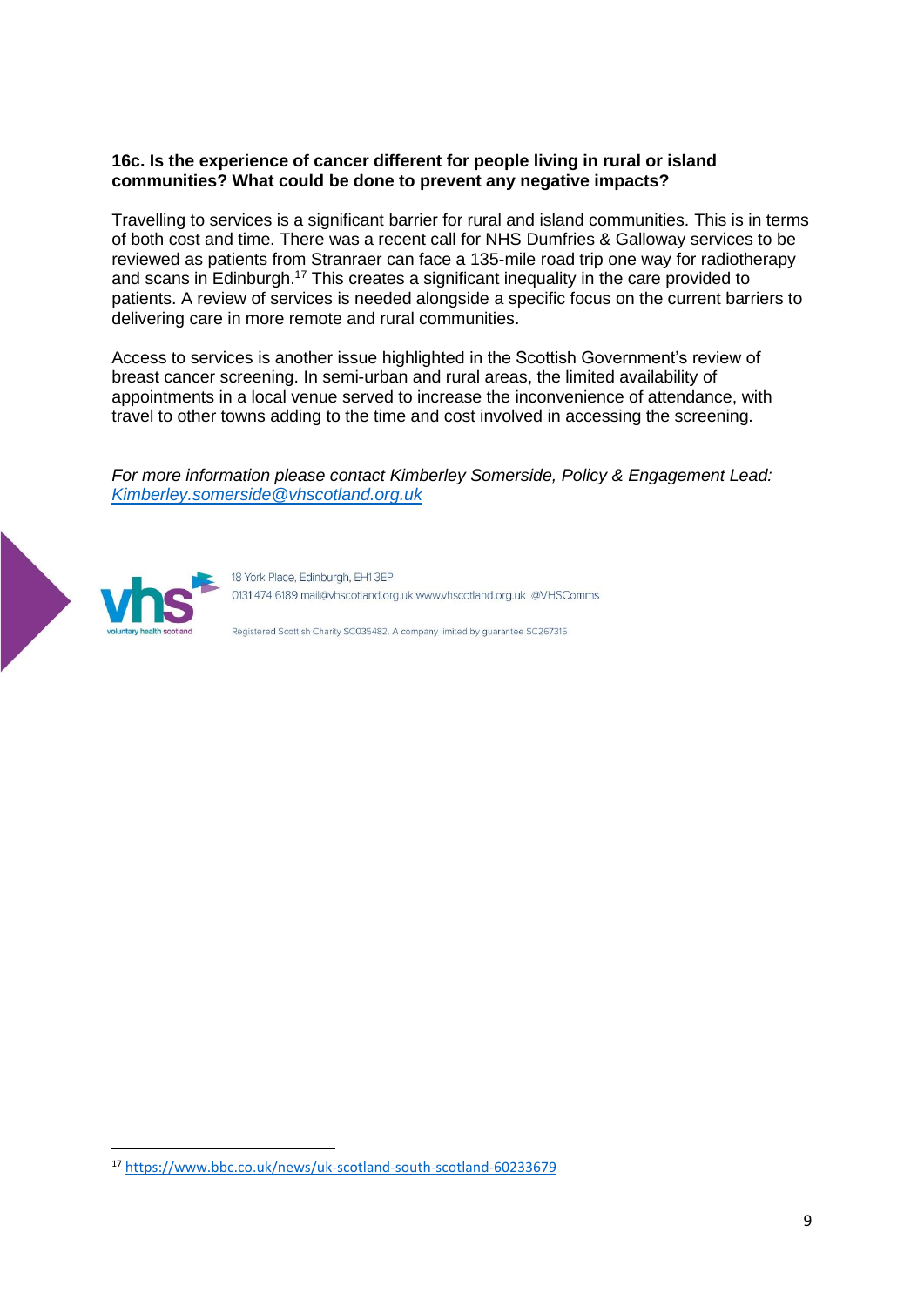**16c. Is the experience of cancer different for people living in rural or island communities? What could be done to prevent any negative impacts?**

Travelling to services is a significant barrier for rural and island communities. This is in terms of both cost and time. There was a recent call for NHS Dumfries & Galloway services to be reviewed as patients from Stranraer can face a 135-mile road trip one way for radiotherapy and scans in Edinburgh.[17] This creates a significant inequality in the care provided to patients. A review of services is needed alongside a specific focus on the current barriers to delivering care in more remote and rural communities.

Access to services is another issue highlighted in the Scottish Government's review of breast cancer screening. In semi-urban and rural areas, the limited availability of appointments in a local venue served to increase the inconvenience of attendance, with travel to other towns adding to the time and cost involved in accessing the screening.

*For more information please contact Kimberley Somerside, Policy & Engagement Lead: [Kimberley.somerside@vhscotland.org.uk](mailto:Kimberley.somerside@vhscotland.org.uk)*

vhs voluntary health scotland

18 York Place, Edinburgh, EH1 3EP
0131 474 6189 mail@vhscotland.org.uk www.vhscotland.org.uk @VHSComms

Registered Scottish Charity SC035482. A company limited by guarantee SC267315

---

[17] https://www.bbc.co.uk/news/uk-scotland-south-scotland-60233679